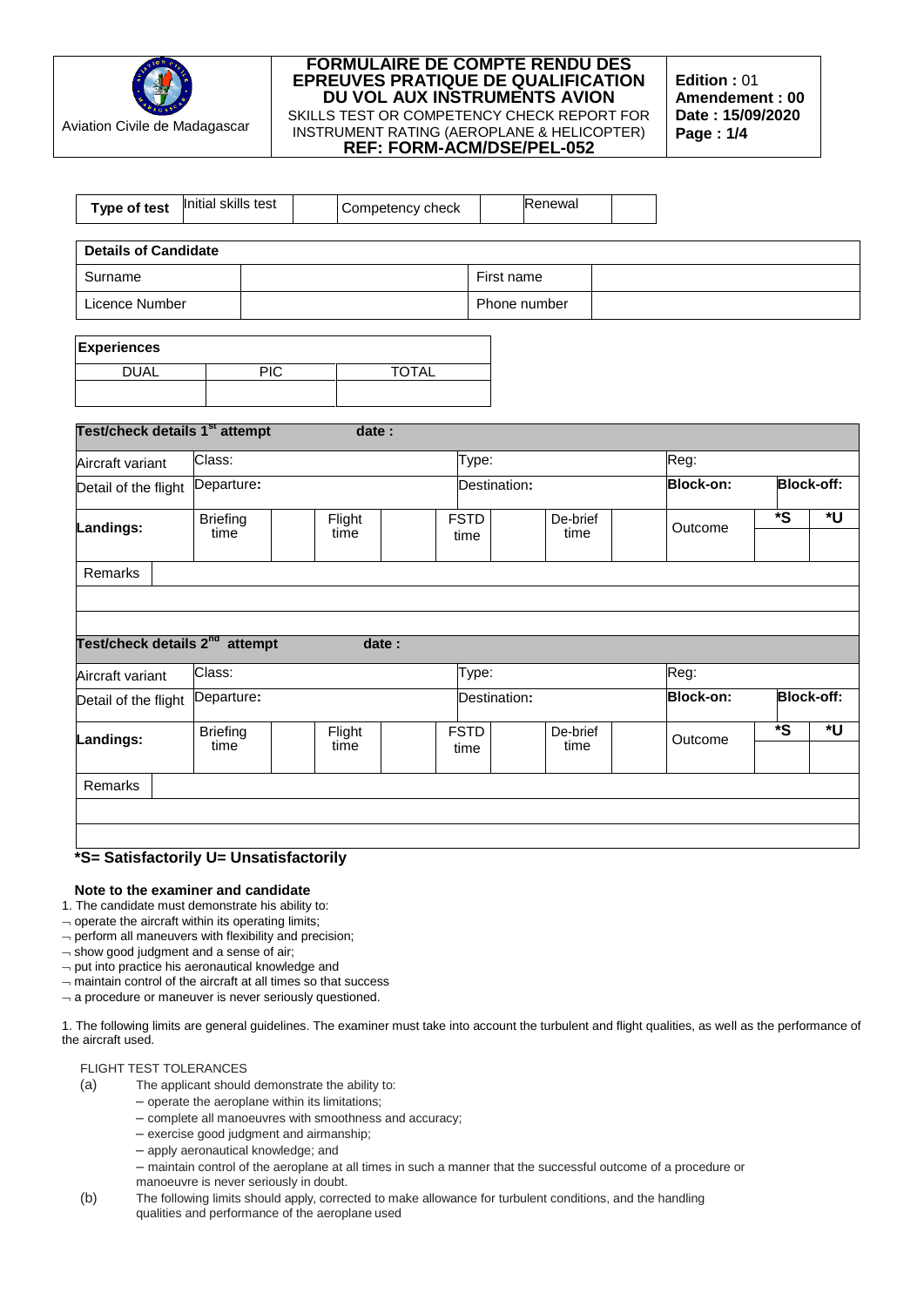| Aviation Civile de Madagascar | **FORMULAIRE DE COMPTE RENDU DES EPREUVES PRATIQUE DE QUALIFICATION DU VOL AUX INSTRUMENTS AVION** SKILLS TEST OR COMPETENCY CHECK REPORT FOR INSTRUMENT RATING (AEROPLANE & HELICOPTER) **REF: FORM-ACM/DSE/PEL-052** | **Edition :** 01 **Amendement : 00** **Date : 15/09/2020** **Page : 1/4** |
|---|---|---|

| **Type of test** | Initial skills test | | Competency check | | Renewal | |
|---|---|---|---|---|---|---|

| **Details of Candidate** | | | |
|---|---|---|---|
| Surname | | First name | |
| Licence Number | | Phone number | |

| **Experiences** | | |
|---|---|---|
| DUAL | PIC | TOTAL |
| | | |

| **Test/check details 1st attempt** | | **date :** | | | | | | | | | |
|---|---|---|---|---|---|---|---|---|---|---|---|
| Aircraft variant | Class: | | | | Type: | | | | Reg: | | |
| Detail of the flight | Departure**:** | | | | Destination**:** | | | | **Block-on:** | **Block-off:** | |
| **Landings:** | Briefing time | | Flight time | | FSTD time | | De-brief time | | Outcome | ***S** | ***U** |
| Remarks | | | | | | | | | | | |
| | | | | | | | | | | | |
| | | | | | | | | | | | |

| **Test/check details 2nd attempt** | | **date :** | | | | | | | | | |
|---|---|---|---|---|---|---|---|---|---|---|---|
| Aircraft variant | Class: | | | | Type: | | | | Reg: | | |
| Detail of the flight | Departure**:** | | | | Destination**:** | | | | **Block-on:** | **Block-off:** | |
| **Landings:** | Briefing time | | Flight time | | FSTD time | | De-brief time | | Outcome | ***S** | ***U** |
| Remarks | | | | | | | | | | | |
| | | | | | | | | | | | |
| | | | | | | | | | | | |

***S= Satisfactorily U= Unsatisfactorily**

**Note to the examiner and candidate**

1. The candidate must demonstrate his ability to:
- operate the aircraft within its operating limits;
- perform all maneuvers with flexibility and precision;
- show good judgment and a sense of air;
- put into practice his aeronautical knowledge and
- maintain control of the aircraft at all times so that success
- a procedure or maneuver is never seriously questioned.

1. The following limits are general guidelines. The examiner must take into account the turbulent and flight qualities, as well as the performance of the aircraft used.

FLIGHT TEST TOLERANCES

(a) The applicant should demonstrate the ability to:
- operate the aeroplane within its limitations;
- complete all manoeuvres with smoothness and accuracy;
- exercise good judgment and airmanship;
- apply aeronautical knowledge; and
- maintain control of the aeroplane at all times in such a manner that the successful outcome of a procedure or manoeuvre is never seriously in doubt.

(b) The following limits should apply, corrected to make allowance for turbulent conditions, and the handling qualities and performance of the aeroplane used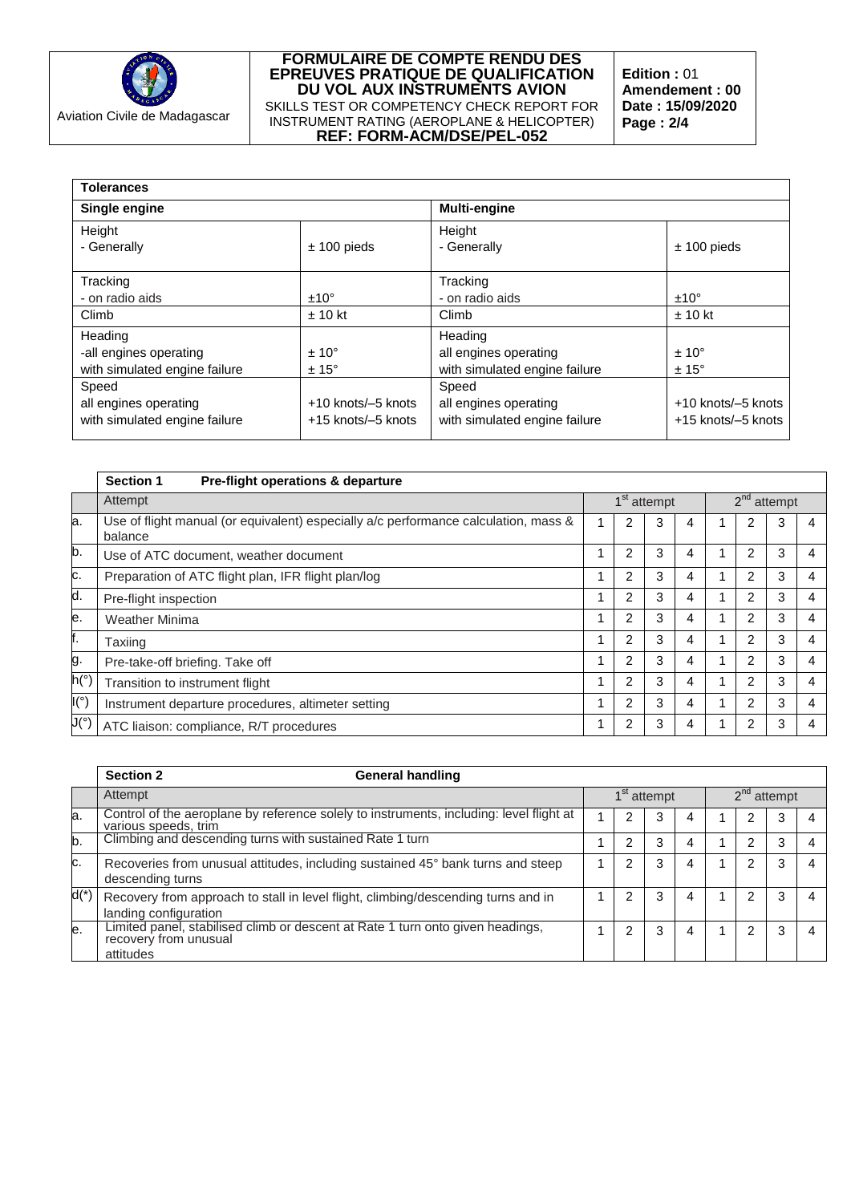| **Tolerances** | | | |
|---|---|---|---|
| **Single engine** | | **Multi-engine** | |
| Height<br>- Generally | ± 100 pieds | Height<br>- Generally | ± 100 pieds |
| Tracking<br>- on radio aids | ±10° | Tracking<br>- on radio aids | ±10° |
| Climb | ± 10 kt | Climb | ± 10 kt |
| Heading<br>-all engines operating<br>with simulated engine failure | <br>± 10°<br>± 15° | Heading<br>all engines operating<br>with simulated engine failure | <br>± 10°<br>± 15° |
| Speed<br>all engines operating<br>with simulated engine failure | <br>+10 knots/–5 knots<br>+15 knots/–5 knots | Speed<br>all engines operating<br>with simulated engine failure | <br>+10 knots/–5 knots<br>+15 knots/–5 knots |

| | **Section 1 Pre-flight operations & departure** | | | | | | | | |
|---|---|---|---|---|---|---|---|---|---|
| | Attempt | 1st attempt | | | | 2nd attempt | | | |
| a. | Use of flight manual (or equivalent) especially a/c performance calculation, mass & balance | 1 | 2 | 3 | 4 | 1 | 2 | 3 | 4 |
| b. | Use of ATC document, weather document | 1 | 2 | 3 | 4 | 1 | 2 | 3 | 4 |
| c. | Preparation of ATC flight plan, IFR flight plan/log | 1 | 2 | 3 | 4 | 1 | 2 | 3 | 4 |
| d. | Pre-flight inspection | 1 | 2 | 3 | 4 | 1 | 2 | 3 | 4 |
| e. | Weather Minima | 1 | 2 | 3 | 4 | 1 | 2 | 3 | 4 |
| f. | Taxiing | 1 | 2 | 3 | 4 | 1 | 2 | 3 | 4 |
| g. | Pre-take-off briefing. Take off | 1 | 2 | 3 | 4 | 1 | 2 | 3 | 4 |
| h(°) | Transition to instrument flight | 1 | 2 | 3 | 4 | 1 | 2 | 3 | 4 |
| I(°) | Instrument departure procedures, altimeter setting | 1 | 2 | 3 | 4 | 1 | 2 | 3 | 4 |
| J(°) | ATC liaison: compliance, R/T procedures | 1 | 2 | 3 | 4 | 1 | 2 | 3 | 4 |

| | **Section 2 General handling** | | | | | | | | |
|---|---|---|---|---|---|---|---|---|---|
| | Attempt | 1st attempt | | | | 2nd attempt | | | |
| a. | Control of the aeroplane by reference solely to instruments, including: level flight at various speeds, trim | 1 | 2 | 3 | 4 | 1 | 2 | 3 | 4 |
| b. | Climbing and descending turns with sustained Rate 1 turn | 1 | 2 | 3 | 4 | 1 | 2 | 3 | 4 |
| c. | Recoveries from unusual attitudes, including sustained 45° bank turns and steep descending turns | 1 | 2 | 3 | 4 | 1 | 2 | 3 | 4 |
| d(*) | Recovery from approach to stall in level flight, climbing/descending turns and in landing configuration | 1 | 2 | 3 | 4 | 1 | 2 | 3 | 4 |
| e. | Limited panel, stabilised climb or descent at Rate 1 turn onto given headings, recovery from unusual attitudes | 1 | 2 | 3 | 4 | 1 | 2 | 3 | 4 |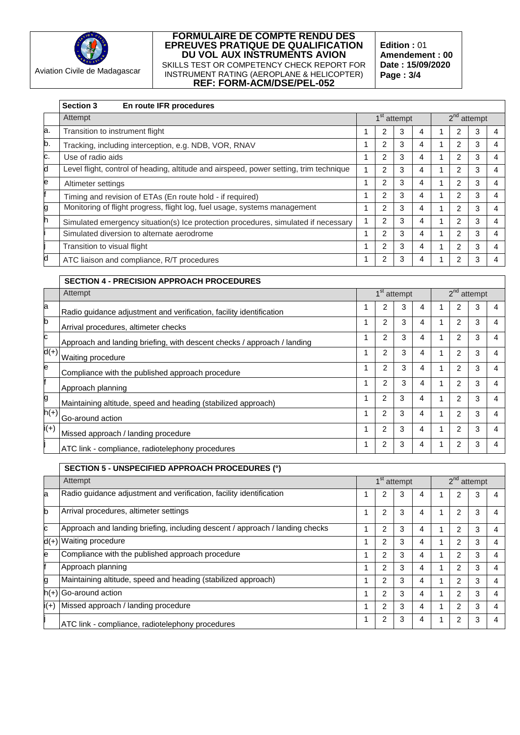| | Section 3 En route IFR procedures | | | | | | | | |
|---|---|---|---|---|---|---|---|---|---|
| | Attempt | 1st attempt | | | | 2nd attempt | | | |
| a. | Transition to instrument flight | 1 | 2 | 3 | 4 | 1 | 2 | 3 | 4 |
| b. | Tracking, including interception, e.g. NDB, VOR, RNAV | 1 | 2 | 3 | 4 | 1 | 2 | 3 | 4 |
| c. | Use of radio aids | 1 | 2 | 3 | 4 | 1 | 2 | 3 | 4 |
| d | Level flight, control of heading, altitude and airspeed, power setting, trim technique | 1 | 2 | 3 | 4 | 1 | 2 | 3 | 4 |
| e | Altimeter settings | 1 | 2 | 3 | 4 | 1 | 2 | 3 | 4 |
| f | Timing and revision of ETAs (En route hold - if required) | 1 | 2 | 3 | 4 | 1 | 2 | 3 | 4 |
| g | Monitoring of flight progress, flight log, fuel usage, systems management | 1 | 2 | 3 | 4 | 1 | 2 | 3 | 4 |
| h | Simulated emergency situation(s) Ice protection procedures, simulated if necessary | 1 | 2 | 3 | 4 | 1 | 2 | 3 | 4 |
| i | Simulated diversion to alternate aerodrome | 1 | 2 | 3 | 4 | 1 | 2 | 3 | 4 |
| j | Transition to visual flight | 1 | 2 | 3 | 4 | 1 | 2 | 3 | 4 |
| d | ATC liaison and compliance, R/T procedures | 1 | 2 | 3 | 4 | 1 | 2 | 3 | 4 |

| | SECTION 4 - PRECISION APPROACH PROCEDURES | | | | | | | | |
|---|---|---|---|---|---|---|---|---|---|
| | Attempt | 1st attempt | | | | 2nd attempt | | | |
| a | Radio guidance adjustment and verification, facility identification | 1 | 2 | 3 | 4 | 1 | 2 | 3 | 4 |
| b | Arrival procedures, altimeter checks | 1 | 2 | 3 | 4 | 1 | 2 | 3 | 4 |
| c | Approach and landing briefing, with descent checks / approach / landing | 1 | 2 | 3 | 4 | 1 | 2 | 3 | 4 |
| d(+) | Waiting procedure | 1 | 2 | 3 | 4 | 1 | 2 | 3 | 4 |
| e | Compliance with the published approach procedure | 1 | 2 | 3 | 4 | 1 | 2 | 3 | 4 |
| f | Approach planning | 1 | 2 | 3 | 4 | 1 | 2 | 3 | 4 |
| g | Maintaining altitude, speed and heading (stabilized approach) | 1 | 2 | 3 | 4 | 1 | 2 | 3 | 4 |
| h(+) | Go-around action | 1 | 2 | 3 | 4 | 1 | 2 | 3 | 4 |
| i(+) | Missed approach / landing procedure | 1 | 2 | 3 | 4 | 1 | 2 | 3 | 4 |
| j | ATC link - compliance, radiotelephony procedures | 1 | 2 | 3 | 4 | 1 | 2 | 3 | 4 |

| | SECTION 5 - UNSPECIFIED APPROACH PROCEDURES (°) | | | | | | | | |
|---|---|---|---|---|---|---|---|---|---|
| | Attempt | 1st attempt | | | | 2nd attempt | | | |
| a | Radio guidance adjustment and verification, facility identification | 1 | 2 | 3 | 4 | 1 | 2 | 3 | 4 |
| b | Arrival procedures, altimeter settings | 1 | 2 | 3 | 4 | 1 | 2 | 3 | 4 |
| c | Approach and landing briefing, including descent / approach / landing checks | 1 | 2 | 3 | 4 | 1 | 2 | 3 | 4 |
| d(+) | Waiting procedure | 1 | 2 | 3 | 4 | 1 | 2 | 3 | 4 |
| e | Compliance with the published approach procedure | 1 | 2 | 3 | 4 | 1 | 2 | 3 | 4 |
| f | Approach planning | 1 | 2 | 3 | 4 | 1 | 2 | 3 | 4 |
| g | Maintaining altitude, speed and heading (stabilized approach) | 1 | 2 | 3 | 4 | 1 | 2 | 3 | 4 |
| h(+) | Go-around action | 1 | 2 | 3 | 4 | 1 | 2 | 3 | 4 |
| i(+) | Missed approach / landing procedure | 1 | 2 | 3 | 4 | 1 | 2 | 3 | 4 |
| j | ATC link - compliance, radiotelephony procedures | 1 | 2 | 3 | 4 | 1 | 2 | 3 | 4 |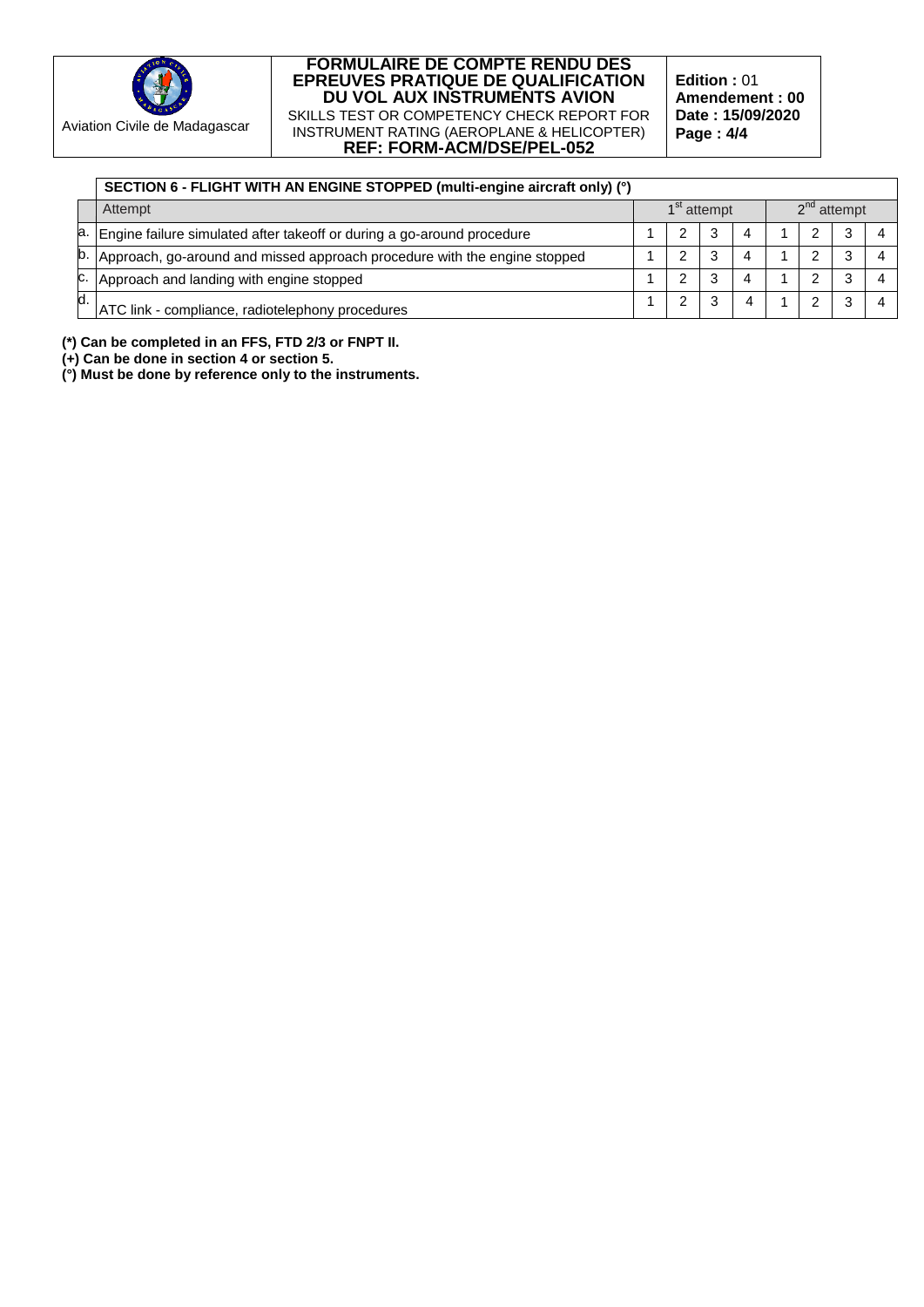| | SECTION 6 - FLIGHT WITH AN ENGINE STOPPED (multi-engine aircraft only) (°) | | | | | | | | |
|---|---|---|---|---|---|---|---|---|---|
| | Attempt | 1st attempt | | | | 2nd attempt | | | |
| a. | Engine failure simulated after takeoff or during a go-around procedure | 1 | 2 | 3 | 4 | 1 | 2 | 3 | 4 |
| b. | Approach, go-around and missed approach procedure with the engine stopped | 1 | 2 | 3 | 4 | 1 | 2 | 3 | 4 |
| c. | Approach and landing with engine stopped | 1 | 2 | 3 | 4 | 1 | 2 | 3 | 4 |
| d. | ATC link - compliance, radiotelephony procedures | 1 | 2 | 3 | 4 | 1 | 2 | 3 | 4 |

**(*) Can be completed in an FFS, FTD 2/3 or FNPT II.**

**(+) Can be done in section 4 or section 5.**

**(°) Must be done by reference only to the instruments.**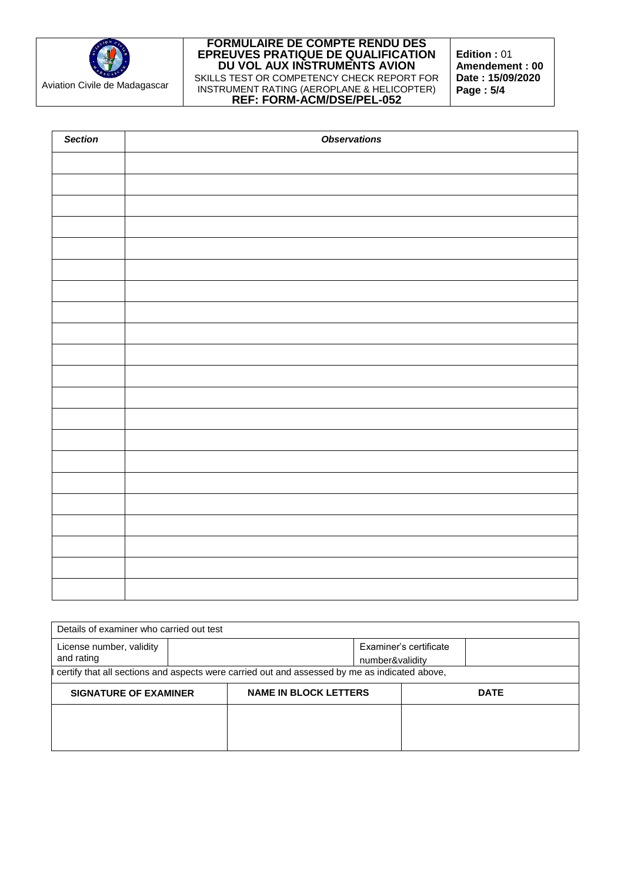| *Section* | *Observations* |
| --- | --- |
| | |
| | |
| | |
| | |
| | |
| | |
| | |
| | |
| | |
| | |
| | |
| | |
| | |
| | |
| | |
| | |
| | |
| | |
| | |
| | |
| | |

| Details of examiner who carried out test | | | |
| --- | --- | --- | --- |
| License number, validity and rating | | Examiner's certificate number&validity | |
| I certify that all sections and aspects were carried out and assessed by me as indicated above, | | | |

| **SIGNATURE OF EXAMINER** | **NAME IN BLOCK LETTERS** | **DATE** |
| --- | --- | --- |
| | | |